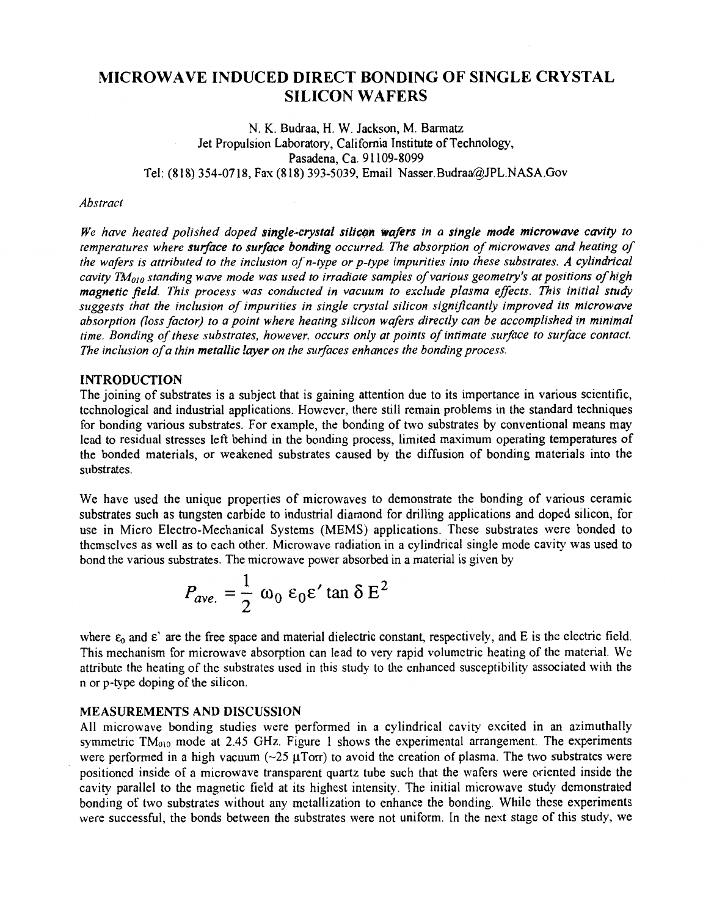# MICROWAVE INDUCED DIRECT BONDING OF SINGLE CRYSTAL SILICON WAFERS

N. K. Budraa, H. W. Jackson, M. Barmatz
Jet Propulsion Laboratory, California Institute of Technology,
Pasadena, Ca. 91109-8099
Tel: (818) 354-0718, Fax (818) 393-5039, Email Nasser.Budraa@JPL.NASA.Gov

*Abstract*

*We have heated polished doped **single-crystal silicon wafers** in a **single mode microwave cavity** to temperatures where **surface to surface bonding** occurred. The absorption of microwaves and heating of the wafers is attributed to the inclusion of n-type or p-type impurities into these substrates. A cylindrical cavity $TM_{010}$ standing wave mode was used to irradiate samples of various geometry's at positions of high **magnetic field**. This process was conducted in vacuum to exclude plasma effects. This initial study suggests that the inclusion of impurities in single crystal silicon significantly improved its microwave absorption (loss factor) to a point where heating silicon wafers directly can be accomplished in minimal time. Bonding of these substrates, however, occurs only at points of intimate surface to surface contact. The inclusion of a thin **metallic layer** on the surfaces enhances the bonding process.*

## INTRODUCTION

The joining of substrates is a subject that is gaining attention due to its importance in various scientific, technological and industrial applications. However, there still remain problems in the standard techniques for bonding various substrates. For example, the bonding of two substrates by conventional means may lead to residual stresses left behind in the bonding process, limited maximum operating temperatures of the bonded materials, or weakened substrates caused by the diffusion of bonding materials into the substrates.

We have used the unique properties of microwaves to demonstrate the bonding of various ceramic substrates such as tungsten carbide to industrial diamond for drilling applications and doped silicon, for use in Micro Electro-Mechanical Systems (MEMS) applications. These substrates were bonded to themselves as well as to each other. Microwave radiation in a cylindrical single mode cavity was used to bond the various substrates. The microwave power absorbed in a material is given by

$$P_{ave.} = \frac{1}{2}\,\omega_0\,\varepsilon_0\varepsilon'\tan\delta\,E^2$$

where $\varepsilon_0$ and $\varepsilon'$ are the free space and material dielectric constant, respectively, and E is the electric field. This mechanism for microwave absorption can lead to very rapid volumetric heating of the material. We attribute the heating of the substrates used in this study to the enhanced susceptibility associated with the n or p-type doping of the silicon.

## MEASUREMENTS AND DISCUSSION

All microwave bonding studies were performed in a cylindrical cavity excited in an azimuthally symmetric $TM_{010}$ mode at 2.45 GHz. Figure 1 shows the experimental arrangement. The experiments were performed in a high vacuum (~25 μTorr) to avoid the creation of plasma. The two substrates were positioned inside of a microwave transparent quartz tube such that the wafers were oriented inside the cavity parallel to the magnetic field at its highest intensity. The initial microwave study demonstrated bonding of two substrates without any metallization to enhance the bonding. While these experiments were successful, the bonds between the substrates were not uniform. In the next stage of this study, we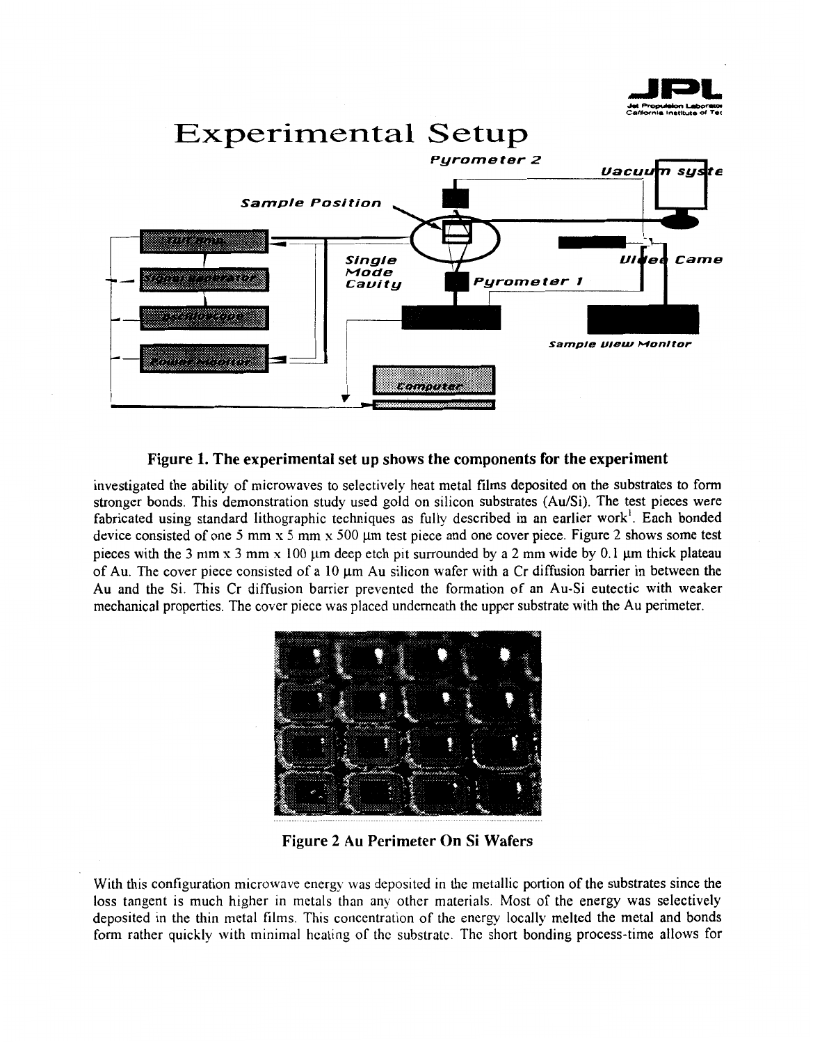# Experimental Setup

Figure 1. The experimental set up shows the components for the experiment

investigated the ability of microwaves to selectively heat metal films deposited on the substrates to form stronger bonds. This demonstration study used gold on silicon substrates (Au/Si). The test pieces were fabricated using standard lithographic techniques as fully described in an earlier work[1]. Each bonded device consisted of one 5 mm x 5 mm x 500 μm test piece and one cover piece. Figure 2 shows some test pieces with the 3 mm x 3 mm x 100 μm deep etch pit surrounded by a 2 mm wide by 0.1 μm thick plateau of Au. The cover piece consisted of a 10 μm Au silicon wafer with a Cr diffusion barrier in between the Au and the Si. This Cr diffusion barrier prevented the formation of an Au-Si eutectic with weaker mechanical properties. The cover piece was placed underneath the upper substrate with the Au perimeter.

Figure 2 Au Perimeter On Si Wafers

With this configuration microwave energy was deposited in the metallic portion of the substrates since the loss tangent is much higher in metals than any other materials. Most of the energy was selectively deposited in the thin metal films. This concentration of the energy locally melted the metal and bonds form rather quickly with minimal heating of the substrate. The short bonding process-time allows for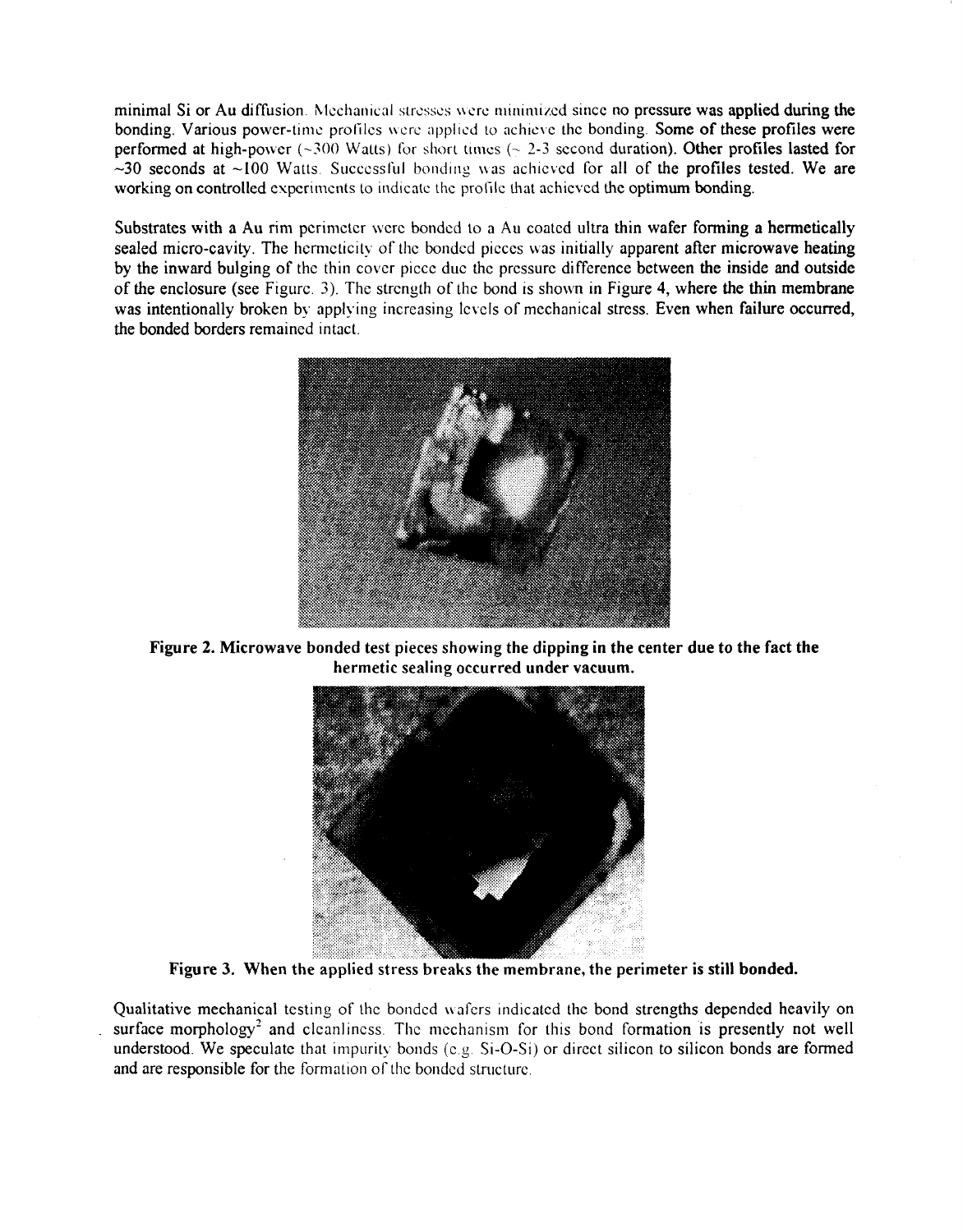minimal Si or Au diffusion. Mechanical stresses were minimized since no pressure was applied during the bonding. Various power-time profiles were applied to achieve the bonding. Some of these profiles were performed at high-power (~300 Watts) for short times (~ 2-3 second duration). Other profiles lasted for ~30 seconds at ~100 Watts. Successful bonding was achieved for all of the profiles tested. We are working on controlled experiments to indicate the profile that achieved the optimum bonding.

Substrates with a Au rim perimeter were bonded to a Au coated ultra thin wafer forming a hermetically sealed micro-cavity. The hermeticity of the bonded pieces was initially apparent after microwave heating by the inward bulging of the thin cover piece due the pressure difference between the inside and outside of the enclosure (see Figure. 3). The strength of the bond is shown in Figure 4, where the thin membrane was intentionally broken by applying increasing levels of mechanical stress. Even when failure occurred, the bonded borders remained intact.

**Figure 2. Microwave bonded test pieces showing the dipping in the center due to the fact the hermetic sealing occurred under vacuum.**

**Figure 3. When the applied stress breaks the membrane, the perimeter is still bonded.**

Qualitative mechanical testing of the bonded wafers indicated the bond strengths depended heavily on surface morphology[2] and cleanliness. The mechanism for this bond formation is presently not well understood. We speculate that impurity bonds (e.g. Si-O-Si) or direct silicon to silicon bonds are formed and are responsible for the formation of the bonded structure.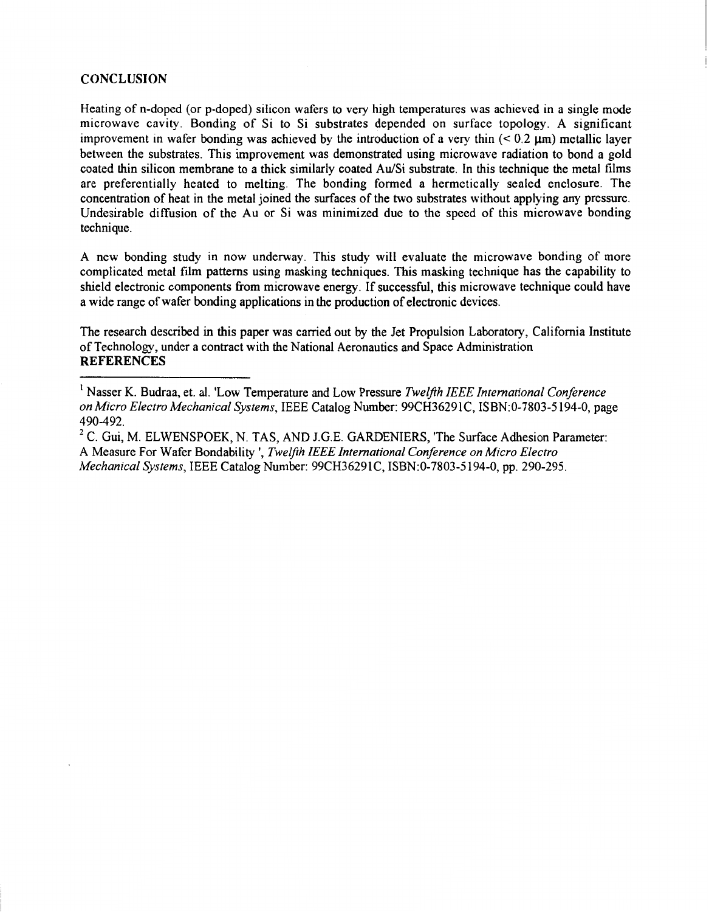## CONCLUSION

Heating of n-doped (or p-doped) silicon wafers to very high temperatures was achieved in a single mode microwave cavity. Bonding of Si to Si substrates depended on surface topology. A significant improvement in wafer bonding was achieved by the introduction of a very thin (< 0.2 μm) metallic layer between the substrates. This improvement was demonstrated using microwave radiation to bond a gold coated thin silicon membrane to a thick similarly coated Au/Si substrate. In this technique the metal films are preferentially heated to melting. The bonding formed a hermetically sealed enclosure. The concentration of heat in the metal joined the surfaces of the two substrates without applying any pressure. Undesirable diffusion of the Au or Si was minimized due to the speed of this microwave bonding technique.

A new bonding study in now underway. This study will evaluate the microwave bonding of more complicated metal film patterns using masking techniques. This masking technique has the capability to shield electronic components from microwave energy. If successful, this microwave technique could have a wide range of wafer bonding applications in the production of electronic devices.

The research described in this paper was carried out by the Jet Propulsion Laboratory, California Institute of Technology, under a contract with the National Aeronautics and Space Administration

## REFERENCES

[1] Nasser K. Budraa, et. al. 'Low Temperature and Low Pressure *Twelfth IEEE International Conference on Micro Electro Mechanical Systems*, IEEE Catalog Number: 99CH36291C, ISBN:0-7803-5194-0, page 490-492.

[2] C. Gui, M. ELWENSPOEK, N. TAS, AND J.G.E. GARDENIERS, 'The Surface Adhesion Parameter: A Measure For Wafer Bondability ', *Twelfth IEEE International Conference on Micro Electro Mechanical Systems*, IEEE Catalog Number: 99CH36291C, ISBN:0-7803-5194-0, pp. 290-295.